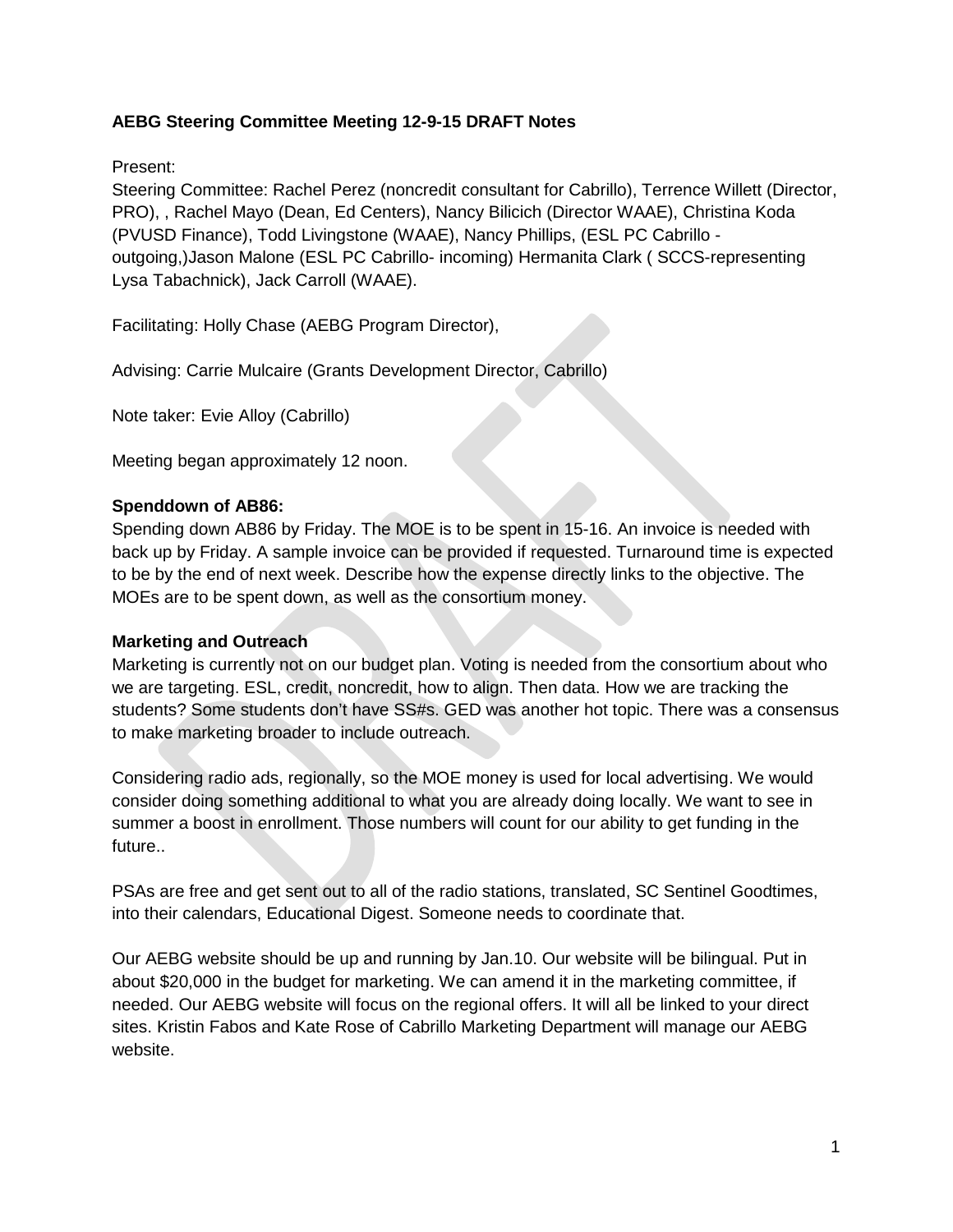**AEBG Steering Committee Meeting 12-9-15 DRAFT Notes**

Present:

Steering Committee: Rachel Perez (noncredit consultant for Cabrillo), Terrence Willett (Director, PRO), , Rachel Mayo (Dean, Ed Centers), Nancy Bilicich (Director WAAE), Christina Koda (PVUSD Finance), Todd Livingstone (WAAE), Nancy Phillips, (ESL PC Cabrillo - outgoing,)Jason Malone (ESL PC Cabrillo- incoming) Hermanita Clark ( SCCS-representing Lysa Tabachnick), Jack Carroll (WAAE).

Facilitating: Holly Chase (AEBG Program Director),

Advising: Carrie Mulcaire (Grants Development Director, Cabrillo)

Note taker: Evie Alloy (Cabrillo)

Meeting began approximately 12 noon.

**Spenddown of AB86:**

Spending down AB86 by Friday. The MOE is to be spent in 15-16. An invoice is needed with back up by Friday. A sample invoice can be provided if requested. Turnaround time is expected to be by the end of next week. Describe how the expense directly links to the objective. The MOEs are to be spent down, as well as the consortium money.

**Marketing and Outreach**

Marketing is currently not on our budget plan. Voting is needed from the consortium about who we are targeting. ESL, credit, noncredit, how to align. Then data. How we are tracking the students? Some students don't have SS#s. GED was another hot topic. There was a consensus to make marketing broader to include outreach.

Considering radio ads, regionally, so the MOE money is used for local advertising. We would consider doing something additional to what you are already doing locally. We want to see in summer a boost in enrollment. Those numbers will count for our ability to get funding in the future..

PSAs are free and get sent out to all of the radio stations, translated, SC Sentinel Goodtimes, into their calendars, Educational Digest. Someone needs to coordinate that.

Our AEBG website should be up and running by Jan.10. Our website will be bilingual. Put in about $20,000 in the budget for marketing. We can amend it in the marketing committee, if needed. Our AEBG website will focus on the regional offers. It will all be linked to your direct sites. Kristin Fabos and Kate Rose of Cabrillo Marketing Department will manage our AEBG website.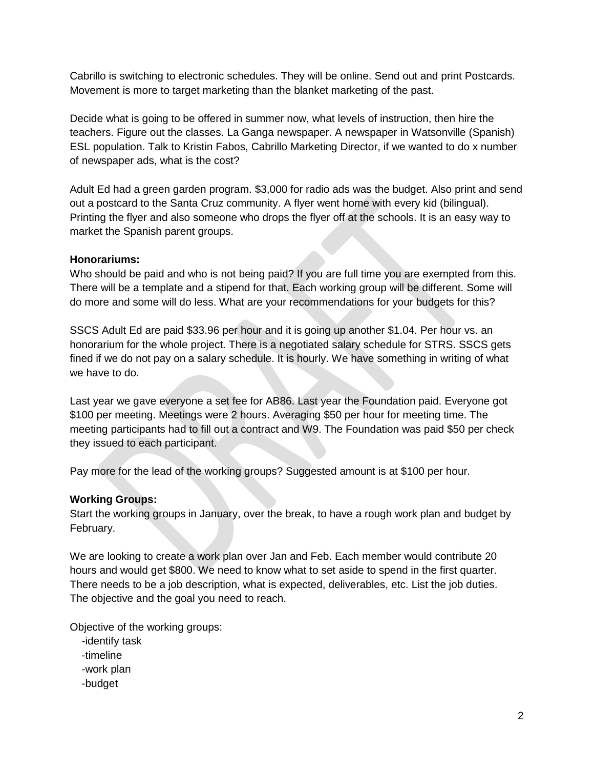Cabrillo is switching to electronic schedules. They will be online. Send out and print Postcards. Movement is more to target marketing than the blanket marketing of the past.

Decide what is going to be offered in summer now, what levels of instruction, then hire the teachers. Figure out the classes. La Ganga newspaper. A newspaper in Watsonville (Spanish) ESL population. Talk to Kristin Fabos, Cabrillo Marketing Director, if we wanted to do x number of newspaper ads, what is the cost?

Adult Ed had a green garden program. $3,000 for radio ads was the budget. Also print and send out a postcard to the Santa Cruz community. A flyer went home with every kid (bilingual). Printing the flyer and also someone who drops the flyer off at the schools. It is an easy way to market the Spanish parent groups.

**Honorariums:**
Who should be paid and who is not being paid? If you are full time you are exempted from this. There will be a template and a stipend for that. Each working group will be different. Some will do more and some will do less. What are your recommendations for your budgets for this?

SSCS Adult Ed are paid $33.96 per hour and it is going up another $1.04. Per hour vs. an honorarium for the whole project. There is a negotiated salary schedule for STRS. SSCS gets fined if we do not pay on a salary schedule. It is hourly. We have something in writing of what we have to do.

Last year we gave everyone a set fee for AB86. Last year the Foundation paid. Everyone got $100 per meeting. Meetings were 2 hours. Averaging $50 per hour for meeting time. The meeting participants had to fill out a contract and W9. The Foundation was paid $50 per check they issued to each participant.

Pay more for the lead of the working groups? Suggested amount is at $100 per hour.

**Working Groups:**
Start the working groups in January, over the break, to have a rough work plan and budget by February.

We are looking to create a work plan over Jan and Feb. Each member would contribute 20 hours and would get $800. We need to know what to set aside to spend in the first quarter. There needs to be a job description, what is expected, deliverables, etc. List the job duties. The objective and the goal you need to reach.

Objective of the working groups:

- identify task
- timeline
- work plan
- budget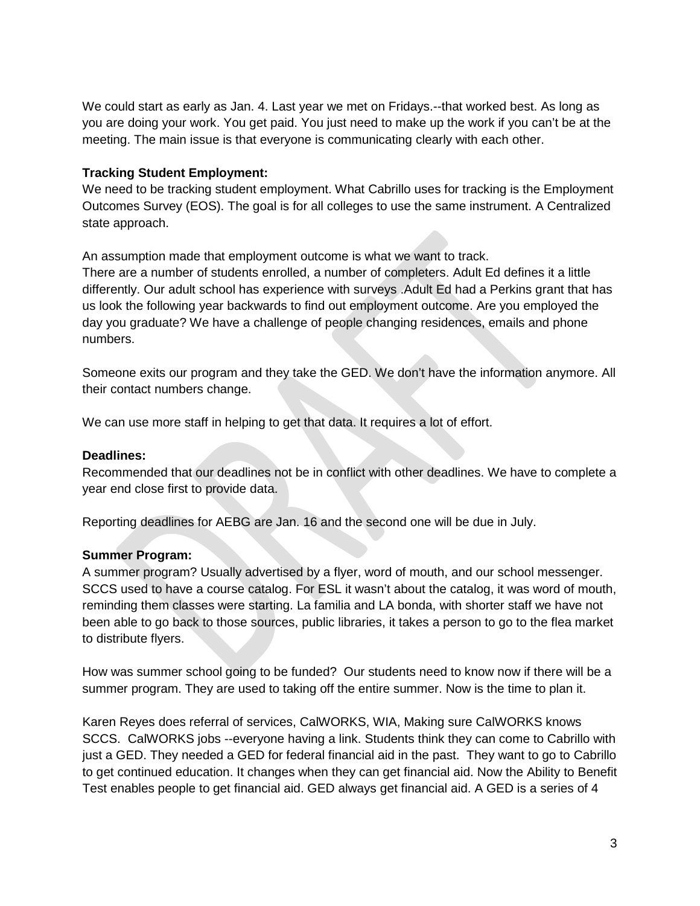We could start as early as Jan. 4. Last year we met on Fridays.--that worked best. As long as you are doing your work. You get paid. You just need to make up the work if you can't be at the meeting. The main issue is that everyone is communicating clearly with each other.

**Tracking Student Employment:**
We need to be tracking student employment. What Cabrillo uses for tracking is the Employment Outcomes Survey (EOS). The goal is for all colleges to use the same instrument. A Centralized state approach.

An assumption made that employment outcome is what we want to track.
There are a number of students enrolled, a number of completers. Adult Ed defines it a little differently. Our adult school has experience with surveys .Adult Ed had a Perkins grant that has us look the following year backwards to find out employment outcome. Are you employed the day you graduate? We have a challenge of people changing residences, emails and phone numbers.

Someone exits our program and they take the GED. We don't have the information anymore. All their contact numbers change.

We can use more staff in helping to get that data. It requires a lot of effort.

**Deadlines:**
Recommended that our deadlines not be in conflict with other deadlines. We have to complete a year end close first to provide data.

Reporting deadlines for AEBG are Jan. 16 and the second one will be due in July.

**Summer Program:**
A summer program? Usually advertised by a flyer, word of mouth, and our school messenger. SCCS used to have a course catalog. For ESL it wasn't about the catalog, it was word of mouth, reminding them classes were starting. La familia and LA bonda, with shorter staff we have not been able to go back to those sources, public libraries, it takes a person to go to the flea market to distribute flyers.

How was summer school going to be funded? Our students need to know now if there will be a summer program. They are used to taking off the entire summer. Now is the time to plan it.

Karen Reyes does referral of services, CalWORKS, WIA, Making sure CalWORKS knows SCCS. CalWORKS jobs --everyone having a link. Students think they can come to Cabrillo with just a GED. They needed a GED for federal financial aid in the past. They want to go to Cabrillo to get continued education. It changes when they can get financial aid. Now the Ability to Benefit Test enables people to get financial aid. GED always get financial aid. A GED is a series of 4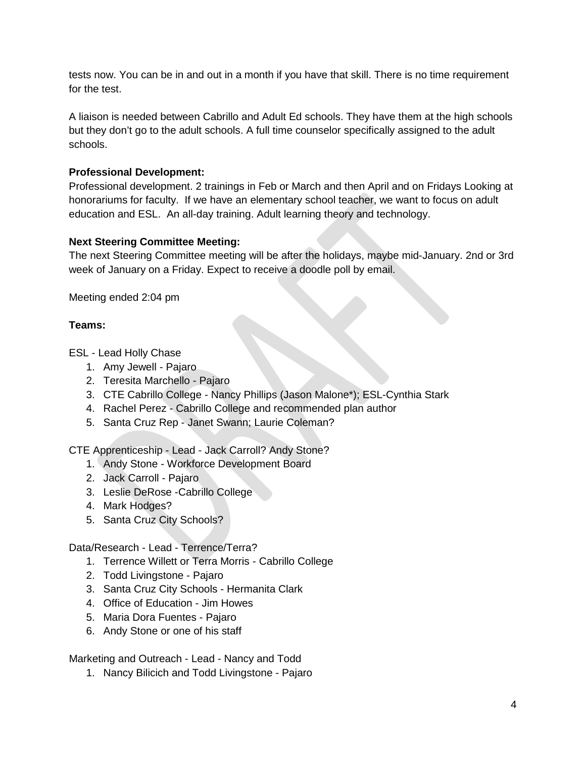tests now. You can be in and out in a month if you have that skill. There is no time requirement for the test.

A liaison is needed between Cabrillo and Adult Ed schools. They have them at the high schools but they don't go to the adult schools. A full time counselor specifically assigned to the adult schools.

**Professional Development:**
Professional development. 2 trainings in Feb or March and then April and on Fridays Looking at honorariums for faculty. If we have an elementary school teacher, we want to focus on adult education and ESL. An all-day training. Adult learning theory and technology.

**Next Steering Committee Meeting:**
The next Steering Committee meeting will be after the holidays, maybe mid-January. 2nd or 3rd week of January on a Friday. Expect to receive a doodle poll by email.

Meeting ended 2:04 pm

**Teams:**

ESL - Lead Holly Chase

1. Amy Jewell - Pajaro
2. Teresita Marchello - Pajaro
3. CTE Cabrillo College - Nancy Phillips (Jason Malone*); ESL-Cynthia Stark
4. Rachel Perez - Cabrillo College and recommended plan author
5. Santa Cruz Rep - Janet Swann; Laurie Coleman?

CTE Apprenticeship - Lead - Jack Carroll? Andy Stone?

1. Andy Stone - Workforce Development Board
2. Jack Carroll - Pajaro
3. Leslie DeRose -Cabrillo College
4. Mark Hodges?
5. Santa Cruz City Schools?

Data/Research - Lead - Terrence/Terra?

1. Terrence Willett or Terra Morris - Cabrillo College
2. Todd Livingstone - Pajaro
3. Santa Cruz City Schools - Hermanita Clark
4. Office of Education - Jim Howes
5. Maria Dora Fuentes - Pajaro
6. Andy Stone or one of his staff

Marketing and Outreach - Lead - Nancy and Todd

1. Nancy Bilicich and Todd Livingstone - Pajaro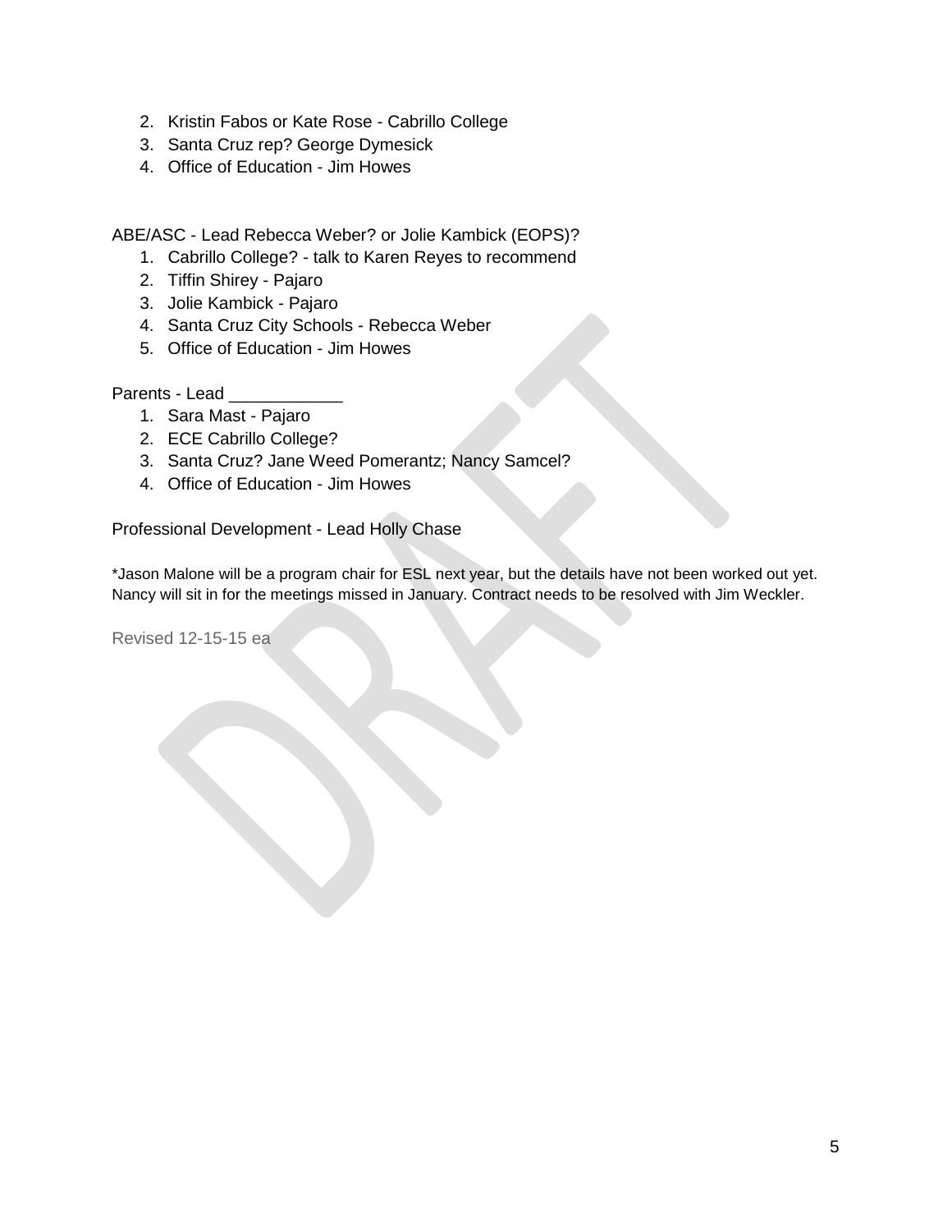2. Kristin Fabos or Kate Rose - Cabrillo College
3. Santa Cruz rep? George Dymesick
4. Office of Education - Jim Howes

ABE/ASC - Lead Rebecca Weber? or Jolie Kambick (EOPS)?

1. Cabrillo College? - talk to Karen Reyes to recommend
2. Tiffin Shirey - Pajaro
3. Jolie Kambick - Pajaro
4. Santa Cruz City Schools - Rebecca Weber
5. Office of Education - Jim Howes

Parents - Lead ____________

1. Sara Mast - Pajaro
2. ECE Cabrillo College?
3. Santa Cruz? Jane Weed Pomerantz; Nancy Samcel?
4. Office of Education - Jim Howes

Professional Development - Lead Holly Chase

*Jason Malone will be a program chair for ESL next year, but the details have not been worked out yet. Nancy will sit in for the meetings missed in January. Contract needs to be resolved with Jim Weckler.

Revised 12-15-15 ea